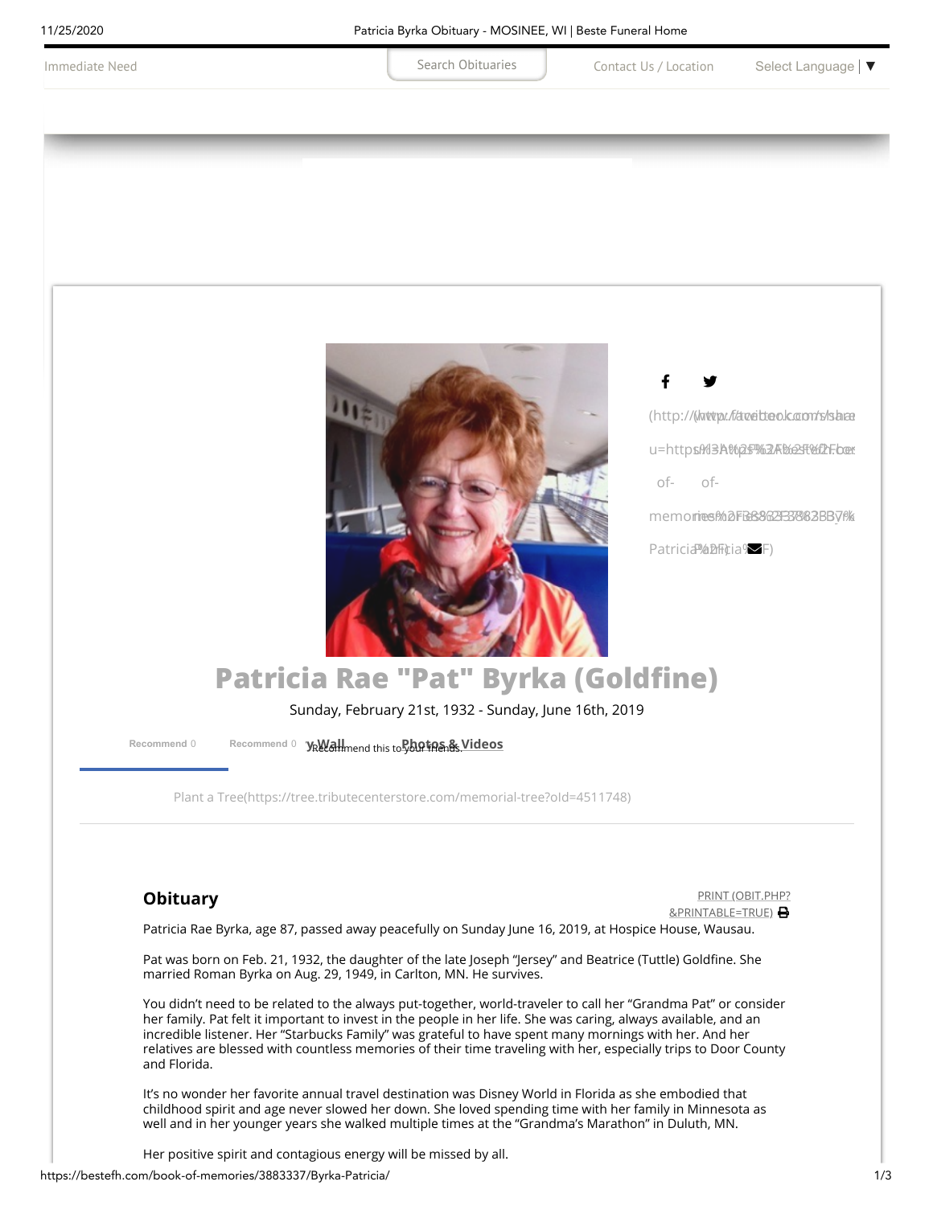Immediate Need | Search Obituaries | Contact Us / Location | Select Language

# Patricia Rae "Pat" Byrka (Goldfine)

Sunday, February 21st, 1932 - Sunday, June 16th, 2019

Recommend 0 | Recommend 0 | Recommend this to your friends. | Wall | Photos & Videos

Plant a Tree(https://tree.tributecenterstore.com/memorial-tree?oId=4511748)

## Obituary

PRINT (OBIT.PHP?&PRINTABLE=TRUE)

Patricia Rae Byrka, age 87, passed away peacefully on Sunday June 16, 2019, at Hospice House, Wausau.

Pat was born on Feb. 21, 1932, the daughter of the late Joseph "Jersey" and Beatrice (Tuttle) Goldfine. She married Roman Byrka on Aug. 29, 1949, in Carlton, MN. He survives.

You didn't need to be related to the always put-together, world-traveler to call her "Grandma Pat" or consider her family. Pat felt it important to invest in the people in her life. She was caring, always available, and an incredible listener. Her "Starbucks Family" was grateful to have spent many mornings with her. And her relatives are blessed with countless memories of their time traveling with her, especially trips to Door County and Florida.

It's no wonder her favorite annual travel destination was Disney World in Florida as she embodied that childhood spirit and age never slowed her down. She loved spending time with her family in Minnesota as well and in her younger years she walked multiple times at the "Grandma's Marathon" in Duluth, MN.

Her positive spirit and contagious energy will be missed by all.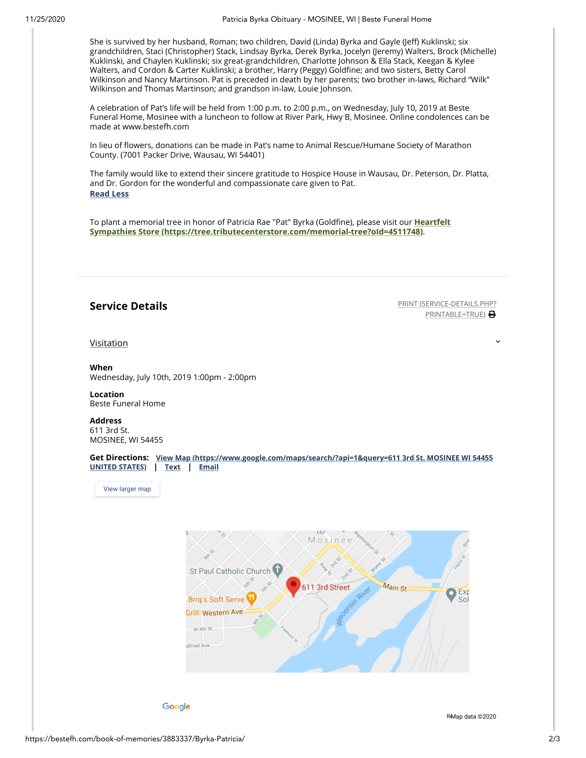She is survived by her husband, Roman; two children, David (Linda) Byrka and Gayle (Jeff) Kuklinski; six grandchildren, Staci (Christopher) Stack, Lindsay Byrka, Derek Byrka, Jocelyn (Jeremy) Walters, Brock (Michelle) Kuklinski, and Chaylen Kuklinski; six great-grandchildren, Charlotte Johnson & Ella Stack, Keegan & Kylee Walters, and Cordon & Carter Kuklinski; a brother, Harry (Peggy) Goldfine; and two sisters, Betty Carol Wilkinson and Nancy Martinson. Pat is preceded in death by her parents; two brother in-laws, Richard "Wilk" Wilkinson and Thomas Martinson; and grandson in-law, Louie Johnson.

A celebration of Pat's life will be held from 1:00 p.m. to 2:00 p.m., on Wednesday, July 10, 2019 at Beste Funeral Home, Mosinee with a luncheon to follow at River Park, Hwy B, Mosinee. Online condolences can be made at www.bestefh.com

In lieu of flowers, donations can be made in Pat's name to Animal Rescue/Humane Society of Marathon County. (7001 Packer Drive, Wausau, WI 54401)

The family would like to extend their sincere gratitude to Hospice House in Wausau, Dr. Peterson, Dr. Platta, and Dr. Gordon for the wonderful and compassionate care given to Pat.

**Read Less**

To plant a memorial tree in honor of Patricia Rae "Pat" Byrka (Goldfine), please visit our **Heartfelt Sympathies Store (https://tree.tributecenterstore.com/memorial-tree?oId=4511748)**.

## Service Details

PRINT (SERVICE-DETAILS.PHP?PRINTABLE=TRUE)

### Visitation

**When**
Wednesday, July 10th, 2019 1:00pm - 2:00pm

**Location**
Beste Funeral Home

**Address**
611 3rd St.
MOSINEE, WI 54455

**Get Directions:** **View Map (https://www.google.com/maps/search/?api=1&query=611 3rd St. MOSINEE WI 54455 UNITED STATES)** | **Text** | **Email**

View larger map

Map data ©2020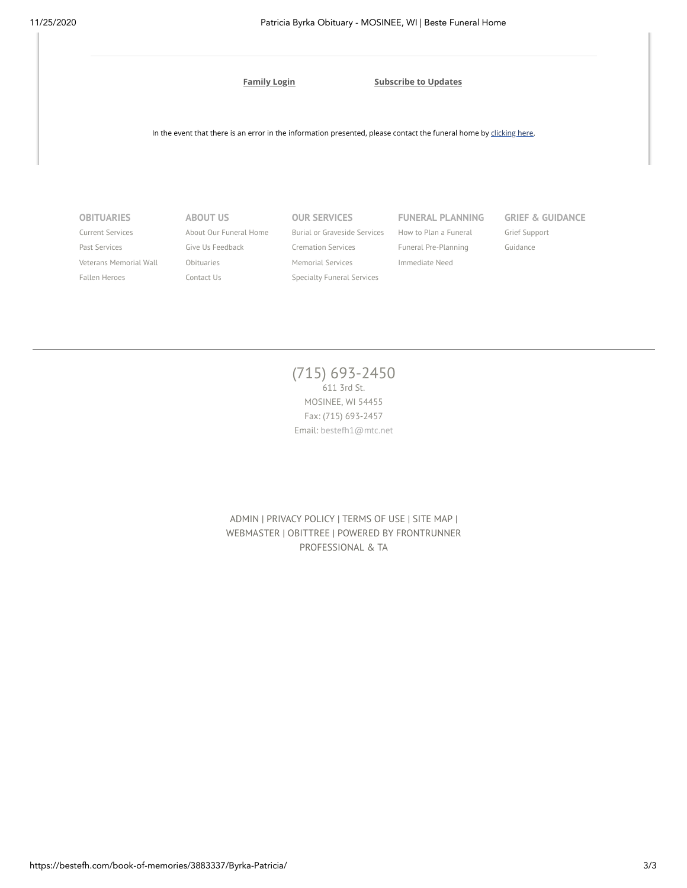**Family Login** **Subscribe to Updates**

In the event that there is an error in the information presented, please contact the funeral home by clicking here.

**OBITUARIES**

- Current Services
- Past Services
- Veterans Memorial Wall
- Fallen Heroes

**ABOUT US**

- About Our Funeral Home
- Give Us Feedback
- Obituaries
- Contact Us

**OUR SERVICES**

- Burial or Graveside Services
- Cremation Services
- Memorial Services
- Specialty Funeral Services

**FUNERAL PLANNING**

- How to Plan a Funeral
- Funeral Pre-Planning
- Immediate Need

**GRIEF & GUIDANCE**

- Grief Support
- Guidance

(715) 693-2450
611 3rd St.
MOSINEE, WI 54455
Fax: (715) 693-2457
Email: bestefh1@mtc.net

ADMIN | PRIVACY POLICY | TERMS OF USE | SITE MAP | WEBMASTER | OBITTREE | POWERED BY FRONTRUNNER PROFESSIONAL & TA